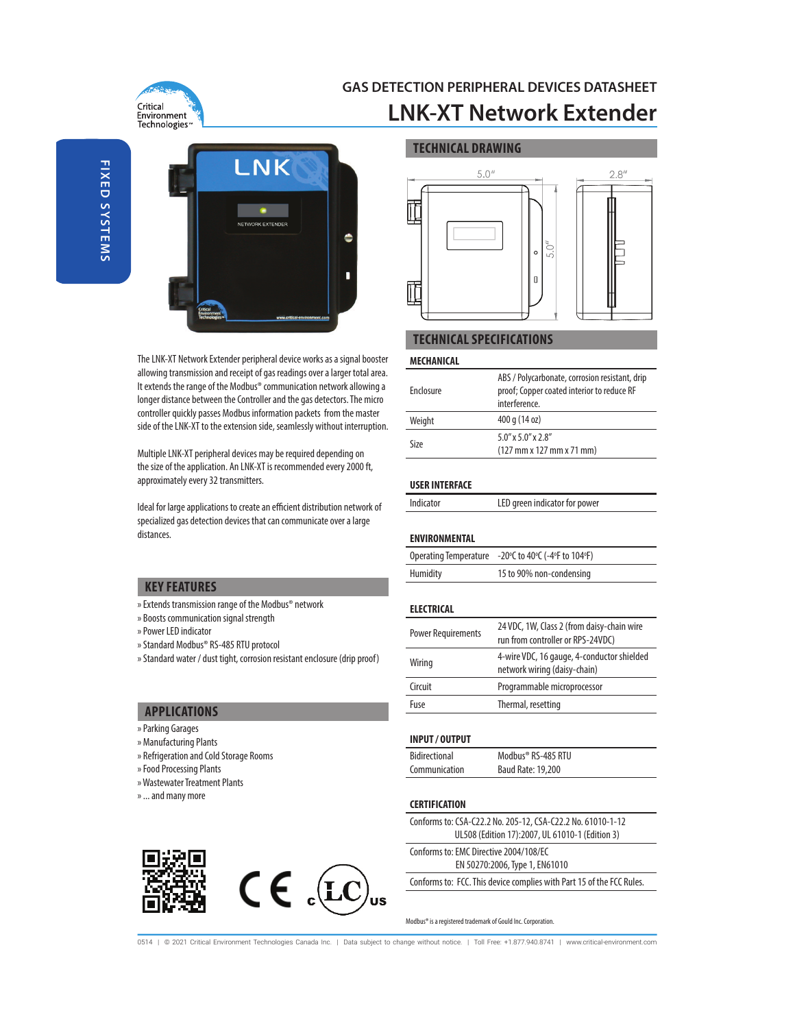FIXED SYSTEMS

# GAS DETECTION PERIPHERAL DEVICES DATASHEET

# LNK-XT Network Extender

The LNK-XT Network Extender peripheral device works as a signal booster allowing transmission and receipt of gas readings over a larger total area. It extends the range of the Modbus® communication network allowing a longer distance between the Controller and the gas detectors. The micro controller quickly passes Modbus information packets from the master side of the LNK-XT to the extension side, seamlessly without interruption.

Multiple LNK-XT peripheral devices may be required depending on the size of the application. An LNK-XT is recommended every 2000 ft, approximately every 32 transmitters.

Ideal for large applications to create an efficient distribution network of specialized gas detection devices that can communicate over a large distances.

## KEY FEATURES

» Extends transmission range of the Modbus® network
» Boosts communication signal strength
» Power LED indicator
» Standard Modbus® RS-485 RTU protocol
» Standard water / dust tight, corrosion resistant enclosure (drip proof)

## APPLICATIONS

» Parking Garages
» Manufacturing Plants
» Refrigeration and Cold Storage Rooms
» Food Processing Plants
» Wastewater Treatment Plants
» ... and many more

## TECHNICAL DRAWING

5.0″ × 5.0″ × 2.8″

## TECHNICAL SPECIFICATIONS

### MECHANICAL

| | |
|---|---|
| Enclosure | ABS / Polycarbonate, corrosion resistant, drip proof; Copper coated interior to reduce RF interference. |
| Weight | 400 g (14 oz) |
| Size | 5.0″ x 5.0″ x 2.8″ (127 mm x 127 mm x 71 mm) |

### USER INTERFACE

| | |
|---|---|
| Indicator | LED green indicator for power |

### ENVIRONMENTAL

| | |
|---|---|
| Operating Temperature | -20ºC to 40ºC (-4ºF to 104ºF) |
| Humidity | 15 to 90% non-condensing |

### ELECTRICAL

| | |
|---|---|
| Power Requirements | 24 VDC, 1W, Class 2 (from daisy-chain wire run from controller or RPS-24VDC) |
| Wiring | 4-wire VDC, 16 gauge, 4-conductor shielded network wiring (daisy-chain) |
| Circuit | Programmable microprocessor |
| Fuse | Thermal, resetting |

### INPUT / OUTPUT

| | |
|---|---|
| Bidirectional Communication | Modbus® RS-485 RTU<br>Baud Rate: 19,200 |

### CERTIFICATION

Conforms to: CSA-C22.2 No. 205-12, CSA-C22.2 No. 61010-1-12 UL508 (Edition 17):2007, UL 61010-1 (Edition 3)

Conforms to: EMC Directive 2004/108/EC EN 50270:2006, Type 1, EN61010

Conforms to: FCC. This device complies with Part 15 of the FCC Rules.

Modbus® is a registered trademark of Gould Inc. Corporation.

0514 | © 2021 Critical Environment Technologies Canada Inc. | Data subject to change without notice. | Toll Free: +1.877.940.8741 | www.critical-environment.com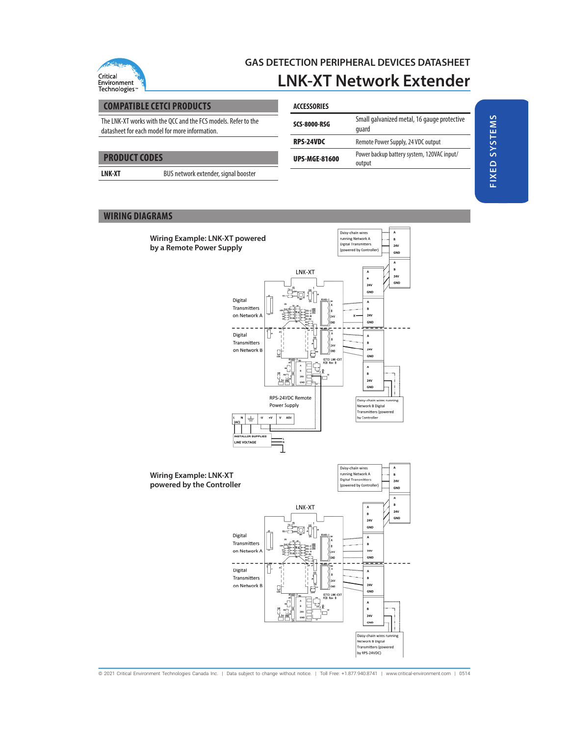GAS DETECTION PERIPHERAL DEVICES DATASHEET

# LNK-XT Network Extender

FIXED SYSTEMS

## COMPATIBLE CETCI PRODUCTS

The LNK-XT works with the QCC and the FCS models. Refer to the datasheet for each model for more information.

## PRODUCT CODES

| | |
|---|---|
| **LNK-XT** | BUS network extender, signal booster |

## ACCESSORIES

| | |
|---|---|
| **SCS-8000-RSG** | Small galvanized metal, 16 gauge protective guard |
| **RPS-24VDC** | Remote Power Supply, 24 VDC output |
| **UPS-MGE-81600** | Power backup battery system, 120VAC input/ output |

## WIRING DIAGRAMS

**Wiring Example: LNK-XT powered by a Remote Power Supply**

LNK-XT

Daisy-chain wires running Network A Digital Transmitters (powered by Controller)

Digital Transmitters on Network A

Digital Transmitters on Network B

RPS-24VDC Remote Power Supply

INSTALLER SUPPLIED LINE VOLTAGE

Daisy-chain wires running Network B Digital Transmitters (powered by Controller)

**Wiring Example: LNK-XT powered by the Controller**

LNK-XT

Daisy-chain wires running Network A Digital Transmitters (powered by Controller)

Digital Transmitters on Network A

Digital Transmitters on Network B

Daisy-chain wires running Network B Digital Transmitters (powered by RPS-24VDC)

© 2021 Critical Environment Technologies Canada Inc. | Data subject to change without notice. | Toll Free: +1.877.940.8741 | www.critical-environment.com | 0514